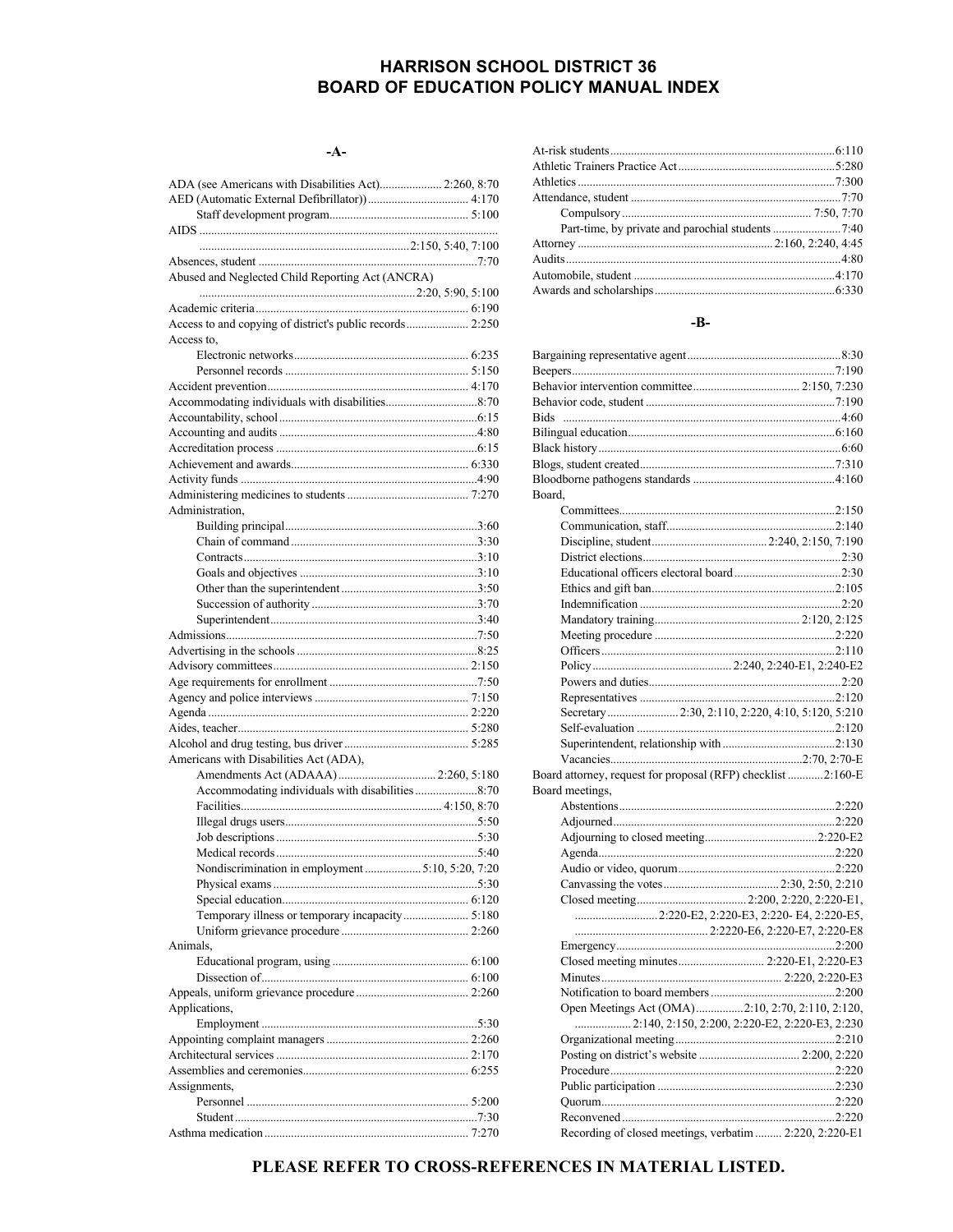# HARRISON SCHOOL DISTRICT 36
# BOARD OF EDUCATION POLICY MANUAL INDEX

## -A-

ADA (see Americans with Disabilities Act) .... 2:260, 8:70
AED (Automatic External Defibrillator)) .... 4:170
- Staff development program .... 5:100

AIDS .... 2:150, 5:40, 7:100
Absences, student .... 7:70
Abused and Neglected Child Reporting Act (ANCRA) .... 2:20, 5:90, 5:100
Academic criteria .... 6:190
Access to and copying of district's public records .... 2:250
Access to,
- Electronic networks .... 6:235
- Personnel records .... 5:150

Accident prevention .... 4:170
Accommodating individuals with disabilities .... 8:70
Accountability, school .... 6:15
Accounting and audits .... 4:80
Accreditation process .... 6:15
Achievement and awards .... 6:330
Activity funds .... 4:90
Administering medicines to students .... 7:270
Administration,
- Building principal .... 3:60
- Chain of command .... 3:30
- Contracts .... 3:10
- Goals and objectives .... 3:10
- Other than the superintendent .... 3:50
- Succession of authority .... 3:70
- Superintendent .... 3:40

Admissions .... 7:50
Advertising in the schools .... 8:25
Advisory committees .... 2:150
Age requirements for enrollment .... 7:50
Agency and police interviews .... 7:150
Agenda .... 2:220
Aides, teacher .... 5:280
Alcohol and drug testing, bus driver .... 5:285
Americans with Disabilities Act (ADA),
- Amendments Act (ADAAA) .... 2:260, 5:180
- Accommodating individuals with disabilities .... 8:70
- Facilities .... 4:150, 8:70
- Illegal drugs users .... 5:50
- Job descriptions .... 5:30
- Medical records .... 5:40
- Nondiscrimination in employment .... 5:10, 5:20, 7:20
- Physical exams .... 5:30
- Special education .... 6:120
- Temporary illness or temporary incapacity .... 5:180
- Uniform grievance procedure .... 2:260

Animals,
- Educational program, using .... 6:100
- Dissection of .... 6:100

Appeals, uniform grievance procedure .... 2:260
Applications,
- Employment .... 5:30

Appointing complaint managers .... 2:260
Architectural services .... 2:170
Assemblies and ceremonies .... 6:255
Assignments,
- Personnel .... 5:200
- Student .... 7:30

Asthma medication .... 7:270
At-risk students .... 6:110
Athletic Trainers Practice Act .... 5:280
Athletics .... 7:300
Attendance, student .... 7:70
- Compulsory .... 7:50, 7:70
- Part-time, by private and parochial students .... 7:40

Attorney .... 2:160, 2:240, 4:45
Audits .... 4:80
Automobile, student .... 4:170
Awards and scholarships .... 6:330

## -B-

Bargaining representative agent .... 8:30
Beepers .... 7:190
Behavior intervention committee .... 2:150, 7:230
Behavior code, student .... 7:190
Bids .... 4:60
Bilingual education .... 6:160
Black history .... 6:60
Blogs, student created .... 7:310
Bloodborne pathogens standards .... 4:160
Board,
- Committees .... 2:150
- Communication, staff .... 2:140
- Discipline, student .... 2:240, 2:150, 7:190
- District elections .... 2:30
- Educational officers electoral board .... 2:30
- Ethics and gift ban .... 2:105
- Indemnification .... 2:20
- Mandatory training .... 2:120, 2:125
- Meeting procedure .... 2:220
- Officers .... 2:110
- Policy .... 2:240, 2:240-E1, 2:240-E2
- Powers and duties .... 2:20
- Representatives .... 2:120
- Secretary .... 2:30, 2:110, 2:220, 4:10, 5:120, 5:210
- Self-evaluation .... 2:120
- Superintendent, relationship with .... 2:130
- Vacancies .... 2:70, 2:70-E

Board attorney, request for proposal (RFP) checklist .... 2:160-E
Board meetings,
- Abstentions .... 2:220
- Adjourned .... 2:220
- Adjourning to closed meeting .... 2:220-E2
- Agenda .... 2:220
- Audio or video, quorum .... 2:220
- Canvassing the votes .... 2:30, 2:50, 2:210
- Closed meeting .... 2:200, 2:220, 2:220-E1, 2:220-E2, 2:220-E3, 2:220- E4, 2:220-E5, 2:2220-E6, 2:220-E7, 2:220-E8
- Emergency .... 2:200
- Closed meeting minutes .... 2:220-E1, 2:220-E3
- Minutes .... 2:220, 2:220-E3
- Notification to board members .... 2:200
- Open Meetings Act (OMA) .... 2:10, 2:70, 2:110, 2:120, 2:140, 2:150, 2:200, 2:220-E2, 2:220-E3, 2:230
- Organizational meeting .... 2:210
- Posting on district's website .... 2:200, 2:220
- Procedure .... 2:220
- Public participation .... 2:230
- Quorum .... 2:220
- Reconvened .... 2:220
- Recording of closed meetings, verbatim .... 2:220, 2:220-E1

**PLEASE REFER TO CROSS-REFERENCES IN MATERIAL LISTED.**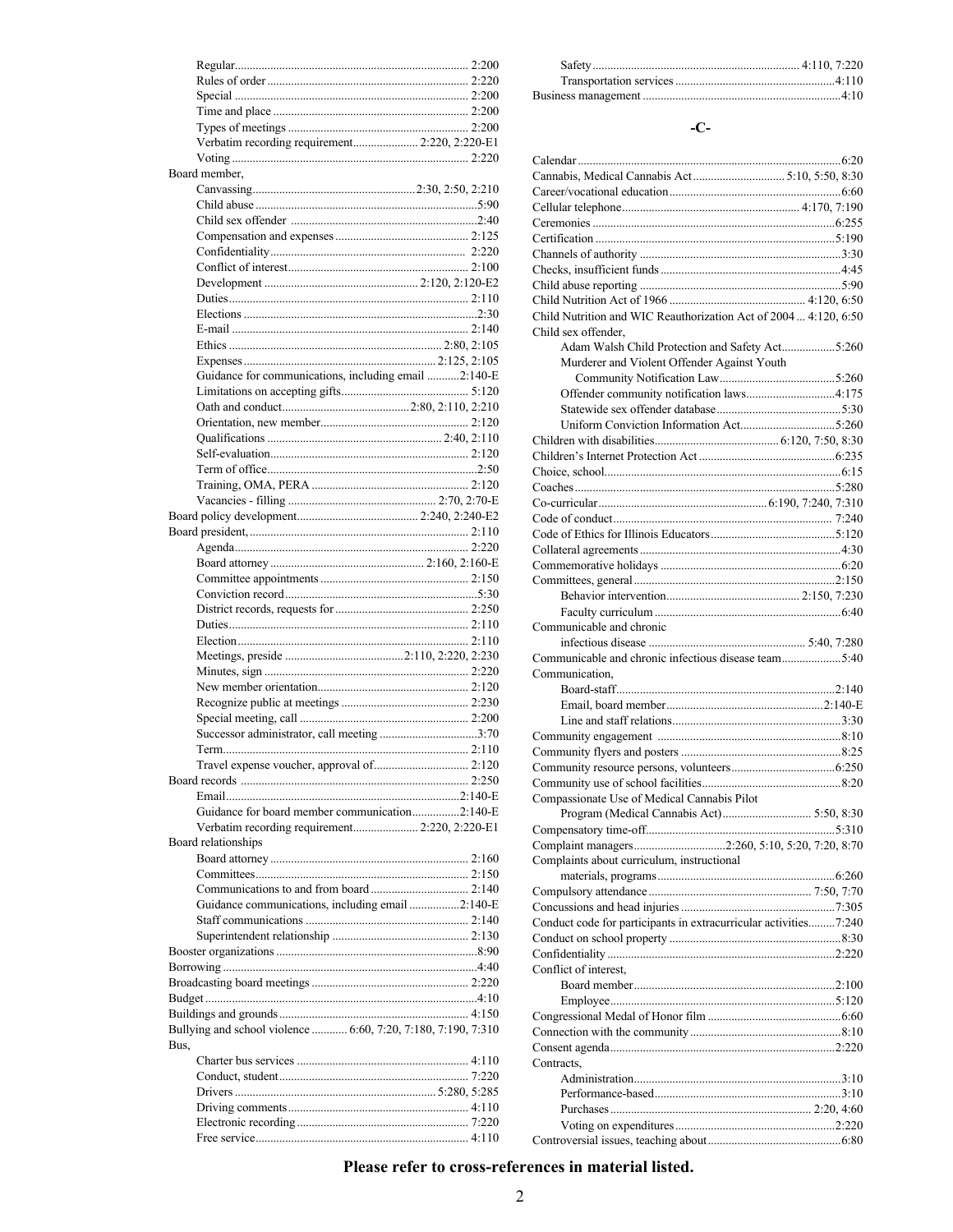- Regular ..... 2:200
- Rules of order ..... 2:220
- Special ..... 2:200
- Time and place ..... 2:200
- Types of meetings ..... 2:200
- Verbatim recording requirement ..... 2:220, 2:220-E1
- Voting ..... 2:220

Board member,
- Canvassing ..... 2:30, 2:50, 2:210
- Child abuse ..... 5:90
- Child sex offender ..... 2:40
- Compensation and expenses ..... 2:125
- Confidentiality ..... 2:220
- Conflict of interest ..... 2:100
- Development ..... 2:120, 2:120-E2
- Duties ..... 2:110
- Elections ..... 2:30
- E-mail ..... 2:140
- Ethics ..... 2:80, 2:105
- Expenses ..... 2:125, 2:105
- Guidance for communications, including email ..... 2:140-E
- Limitations on accepting gifts ..... 5:120
- Oath and conduct ..... 2:80, 2:110, 2:210
- Orientation, new member ..... 2:120
- Qualifications ..... 2:40, 2:110
- Self-evaluation ..... 2:120
- Term of office ..... 2:50
- Training, OMA, PERA ..... 2:120
- Vacancies - filling ..... 2:70, 2:70-E

Board policy development ..... 2:240, 2:240-E2

Board president, ..... 2:110
- Agenda ..... 2:220
- Board attorney ..... 2:160, 2:160-E
- Committee appointments ..... 2:150
- Conviction record ..... 5:30
- District records, requests for ..... 2:250
- Duties ..... 2:110
- Election ..... 2:110
- Meetings, preside ..... 2:110, 2:220, 2:230
- Minutes, sign ..... 2:220
- New member orientation ..... 2:120
- Recognize public at meetings ..... 2:230
- Special meeting, call ..... 2:200
- Successor administrator, call meeting ..... 3:70
- Term ..... 2:110
- Travel expense voucher, approval of ..... 2:120

Board records ..... 2:250
- Email ..... 2:140-E
- Guidance for board member communication ..... 2:140-E
- Verbatim recording requirement ..... 2:220, 2:220-E1

Board relationships
- Board attorney ..... 2:160
- Committees ..... 2:150
- Communications to and from board ..... 2:140
- Guidance communications, including email ..... 2:140-E
- Staff communications ..... 2:140
- Superintendent relationship ..... 2:130

Booster organizations ..... 8:90

Borrowing ..... 4:40

Broadcasting board meetings ..... 2:220

Budget ..... 4:10

Buildings and grounds ..... 4:150

Bullying and school violence ..... 6:60, 7:20, 7:180, 7:190, 7:310

Bus,
- Charter bus services ..... 4:110
- Conduct, student ..... 7:220
- Drivers ..... 5:280, 5:285
- Driving comments ..... 4:110
- Electronic recording ..... 7:220
- Free service ..... 4:110
- Safety ..... 4:110, 7:220
- Transportation services ..... 4:110

Business management ..... 4:10

## -C-

Calendar ..... 6:20

Cannabis, Medical Cannabis Act ..... 5:10, 5:50, 8:30

Career/vocational education ..... 6:60

Cellular telephone ..... 4:170, 7:190

Ceremonies ..... 6:255

Certification ..... 5:190

Channels of authority ..... 3:30

Checks, insufficient funds ..... 4:45

Child abuse reporting ..... 5:90

Child Nutrition Act of 1966 ..... 4:120, 6:50

Child Nutrition and WIC Reauthorization Act of 2004 ... 4:120, 6:50

Child sex offender,
- Adam Walsh Child Protection and Safety Act ..... 5:260
- Murderer and Violent Offender Against Youth Community Notification Law ..... 5:260
- Offender community notification laws ..... 4:175
- Statewide sex offender database ..... 5:30
- Uniform Conviction Information Act ..... 5:260

Children with disabilities ..... 6:120, 7:50, 8:30

Children's Internet Protection Act ..... 6:235

Choice, school ..... 6:15

Coaches ..... 5:280

Co-curricular ..... 6:190, 7:240, 7:310

Code of conduct ..... 7:240

Code of Ethics for Illinois Educators ..... 5:120

Collateral agreements ..... 4:30

Commemorative holidays ..... 6:20

Committees, general ..... 2:150
- Behavior intervention ..... 2:150, 7:230
- Faculty curriculum ..... 6:40

Communicable and chronic infectious disease ..... 5:40, 7:280

Communicable and chronic infectious disease team ..... 5:40

Communication,
- Board-staff ..... 2:140
- Email, board member ..... 2:140-E
- Line and staff relations ..... 3:30

Community engagement ..... 8:10

Community flyers and posters ..... 8:25

Community resource persons, volunteers ..... 6:250

Community use of school facilities ..... 8:20

Compassionate Use of Medical Cannabis Pilot Program (Medical Cannabis Act) ..... 5:50, 8:30

Compensatory time-off ..... 5:310

Complaint managers ..... 2:260, 5:10, 5:20, 7:20, 8:70

Complaints about curriculum, instructional materials, programs ..... 6:260

Compulsory attendance ..... 7:50, 7:70

Concussions and head injuries ..... 7:305

Conduct code for participants in extracurricular activities ..... 7:240

Conduct on school property ..... 8:30

Confidentiality ..... 2:220

Conflict of interest,
- Board member ..... 2:100
- Employee ..... 5:120

Congressional Medal of Honor film ..... 6:60

Connection with the community ..... 8:10

Consent agenda ..... 2:220

Contracts,
- Administration ..... 3:10
- Performance-based ..... 3:10
- Purchases ..... 2:20, 4:60
- Voting on expenditures ..... 2:220

Controversial issues, teaching about ..... 6:80

**Please refer to cross-references in material listed.**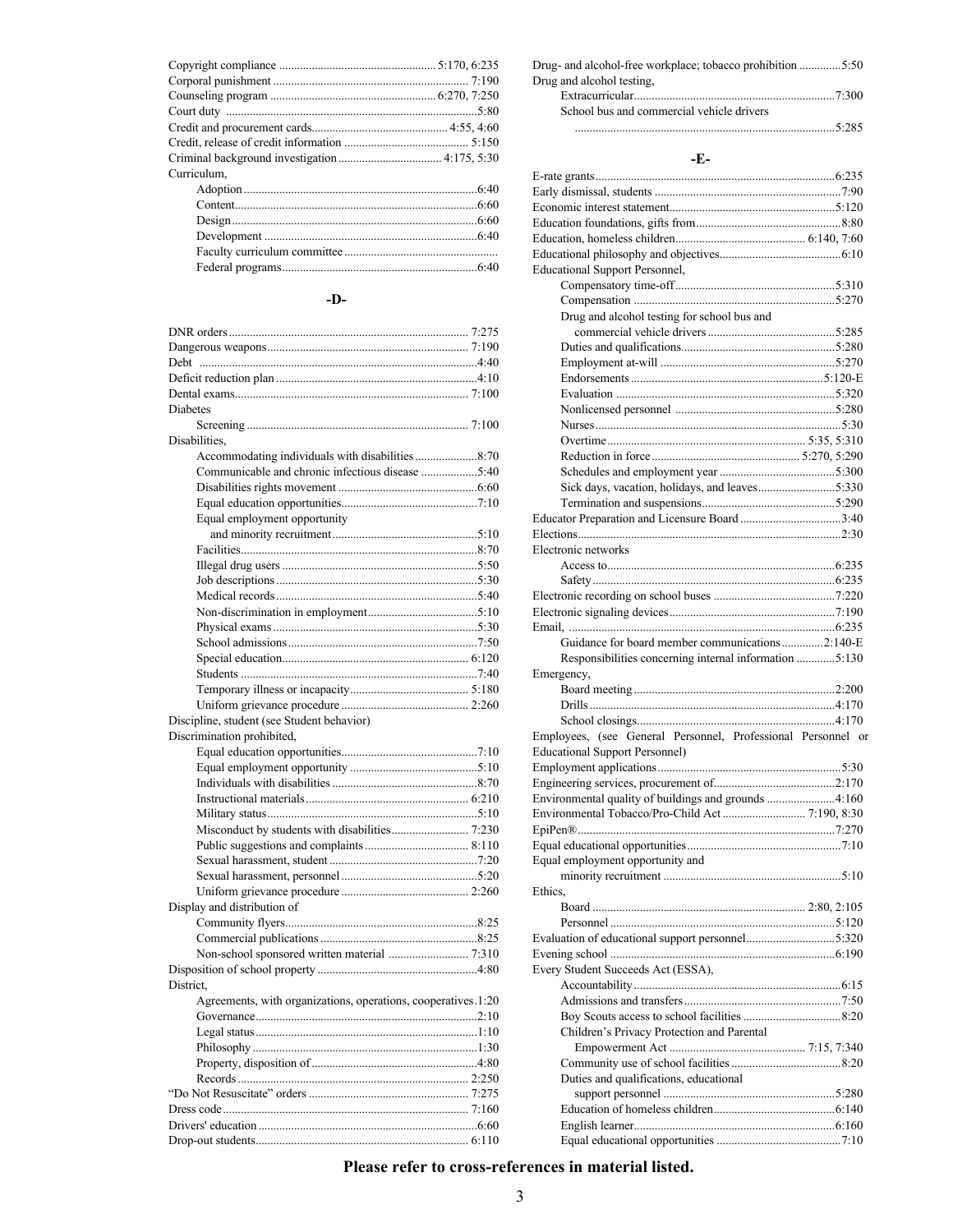Copyright compliance .......................................... 5:170, 6:235
Corporal punishment .......................................... 7:190
Counseling program .......................................... 6:270, 7:250
Court duty .......................................... 5:80
Credit and procurement cards .......................................... 4:55, 4:60
Credit, release of credit information .......................................... 5:150
Criminal background investigation .......................................... 4:175, 5:30
Curriculum,
- Adoption .......................................... 6:40
- Content .......................................... 6:60
- Design .......................................... 6:60
- Development .......................................... 6:40
- Faculty curriculum committee ..........................................
- Federal programs .......................................... 6:40

## -D-

DNR orders .......................................... 7:275
Dangerous weapons .......................................... 7:190
Debt .......................................... 4:40
Deficit reduction plan .......................................... 4:10
Dental exams .......................................... 7:100
Diabetes
- Screening .......................................... 7:100

Disabilities,
- Accommodating individuals with disabilities .......................................... 8:70
- Communicable and chronic infectious disease .......................................... 5:40
- Disabilities rights movement .......................................... 6:60
- Equal education opportunities .......................................... 7:10
- Equal employment opportunity and minority recruitment .......................................... 5:10
- Facilities .......................................... 8:70
- Illegal drug users .......................................... 5:50
- Job descriptions .......................................... 5:30
- Medical records .......................................... 5:40
- Non-discrimination in employment .......................................... 5:10
- Physical exams .......................................... 5:30
- School admissions .......................................... 7:50
- Special education .......................................... 6:120
- Students .......................................... 7:40
- Temporary illness or incapacity .......................................... 5:180
- Uniform grievance procedure .......................................... 2:260

Discipline, student (see Student behavior)
Discrimination prohibited,
- Equal education opportunities .......................................... 7:10
- Equal employment opportunity .......................................... 5:10
- Individuals with disabilities .......................................... 8:70
- Instructional materials .......................................... 6:210
- Military status .......................................... 5:10
- Misconduct by students with disabilities .......................................... 7:230
- Public suggestions and complaints .......................................... 8:110
- Sexual harassment, student .......................................... 7:20
- Sexual harassment, personnel .......................................... 5:20
- Uniform grievance procedure .......................................... 2:260

Display and distribution of
- Community flyers .......................................... 8:25
- Commercial publications .......................................... 8:25
- Non-school sponsored written material .......................................... 7:310

Disposition of school property .......................................... 4:80
District,
- Agreements, with organizations, operations, cooperatives .......................................... 1:20
- Governance .......................................... 2:10
- Legal status .......................................... 1:10
- Philosophy .......................................... 1:30
- Property, disposition of .......................................... 4:80
- Records .......................................... 2:250

"Do Not Resuscitate" orders .......................................... 7:275
Dress code .......................................... 7:160
Drivers' education .......................................... 6:60
Drop-out students .......................................... 6:110
Drug- and alcohol-free workplace; tobacco prohibition .......................................... 5:50
Drug and alcohol testing,
- Extracurricular .......................................... 7:300
- School bus and commercial vehicle drivers .......................................... 5:285

## -E-

E-rate grants .......................................... 6:235
Early dismissal, students .......................................... 7:90
Economic interest statement .......................................... 5:120
Education foundations, gifts from .......................................... 8:80
Education, homeless children .......................................... 6:140, 7:60
Educational philosophy and objectives .......................................... 6:10
Educational Support Personnel,
- Compensatory time-off .......................................... 5:310
- Compensation .......................................... 5:270
- Drug and alcohol testing for school bus and commercial vehicle drivers .......................................... 5:285
- Duties and qualifications .......................................... 5:280
- Employment at-will .......................................... 5:270
- Endorsements .......................................... 5:120-E
- Evaluation .......................................... 5:320
- Nonlicensed personnel .......................................... 5:280
- Nurses .......................................... 5:30
- Overtime .......................................... 5:35, 5:310
- Reduction in force .......................................... 5:270, 5:290
- Schedules and employment year .......................................... 5:300
- Sick days, vacation, holidays, and leaves .......................................... 5:330
- Termination and suspensions .......................................... 5:290

Educator Preparation and Licensure Board .......................................... 3:40
Elections .......................................... 2:30
Electronic networks
- Access to .......................................... 6:235
- Safety .......................................... 6:235

Electronic recording on school buses .......................................... 7:220
Electronic signaling devices .......................................... 7:190
Email, .......................................... 6:235
- Guidance for board member communications .......................................... 2:140-E
- Responsibilities concerning internal information .......................................... 5:130

Emergency,
- Board meeting .......................................... 2:200
- Drills .......................................... 4:170
- School closings .......................................... 4:170

Employees, (see General Personnel, Professional Personnel or Educational Support Personnel)
Employment applications .......................................... 5:30
Engineering services, procurement of .......................................... 2:170
Environmental quality of buildings and grounds .......................................... 4:160
Environmental Tobacco/Pro-Child Act .......................................... 7:190, 8:30
EpiPen® .......................................... 7:270
Equal educational opportunities .......................................... 7:10
Equal employment opportunity and minority recruitment .......................................... 5:10
Ethics,
- Board .......................................... 2:80, 2:105
- Personnel .......................................... 5:120

Evaluation of educational support personnel .......................................... 5:320
Evening school .......................................... 6:190
Every Student Succeeds Act (ESSA),
- Accountability .......................................... 6:15
- Admissions and transfers .......................................... 7:50
- Boy Scouts access to school facilities .......................................... 8:20
- Children's Privacy Protection and Parental Empowerment Act .......................................... 7:15, 7:340
- Community use of school facilities .......................................... 8:20
- Duties and qualifications, educational support personnel .......................................... 5:280
- Education of homeless children .......................................... 6:140
- English learner .......................................... 6:160
- Equal educational opportunities .......................................... 7:10

**Please refer to cross-references in material listed.**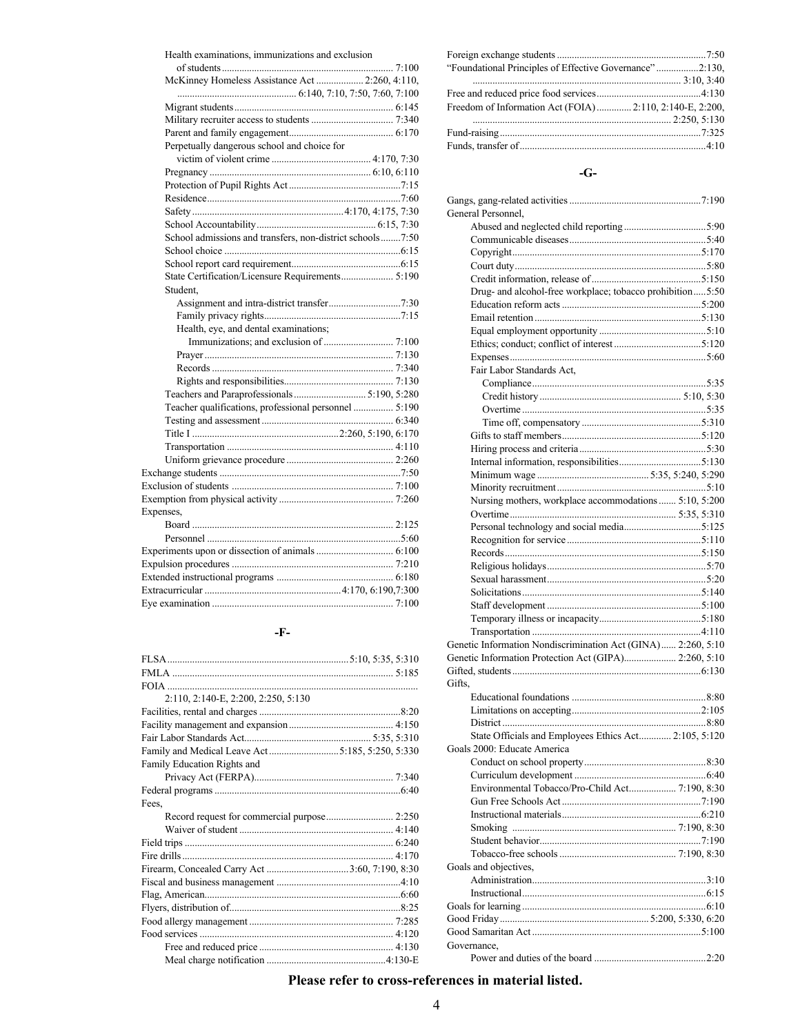Health examinations, immunizations and exclusion of students ...... 7:100
McKinney Homeless Assistance Act ...... 2:260, 4:110, 6:140, 7:10, 7:50, 7:60, 7:100
Migrant students ...... 6:145
Military recruiter access to students ...... 7:340
Parent and family engagement ...... 6:170
Perpetually dangerous school and choice for victim of violent crime ...... 4:170, 7:30
Pregnancy ...... 6:10, 6:110
Protection of Pupil Rights Act ...... 7:15
Residence ...... 7:60
Safety ...... 4:170, 4:175, 7:30
School Accountability ...... 6:15, 7:30
School admissions and transfers, non-district schools ...... 7:50
School choice ...... 6:15
School report card requirement ...... 6:15
State Certification/Licensure Requirements ...... 5:190
Student,
- Assignment and intra-district transfer ...... 7:30
- Family privacy rights ...... 7:15
- Health, eye, and dental examinations; Immunizations; and exclusion of ...... 7:100
- Prayer ...... 7:130
- Records ...... 7:340
- Rights and responsibilities ...... 7:130

Teachers and Paraprofessionals ...... 5:190, 5:280
Teacher qualifications, professional personnel ...... 5:190
Testing and assessment ...... 6:340
Title I ...... 2:260, 5:190, 6:170
Transportation ...... 4:110
Uniform grievance procedure ...... 2:260

Exchange students ...... 7:50
Exclusion of students ...... 7:100
Exemption from physical activity ...... 7:260
Expenses,
- Board ...... 2:125
- Personnel ...... 5:60

Experiments upon or dissection of animals ...... 6:100
Expulsion procedures ...... 7:210
Extended instructional programs ...... 6:180
Extracurricular ...... 4:170, 6:190, 7:300
Eye examination ...... 7:100

## -F-

FLSA ...... 5:10, 5:35, 5:310
FMLA ...... 5:185
FOIA ...... 2:110, 2:140-E, 2:200, 2:250, 5:130
Facilities, rental and charges ...... 8:20
Facility management and expansion ...... 4:150
Fair Labor Standards Act ...... 5:35, 5:310
Family and Medical Leave Act ...... 5:185, 5:250, 5:330
Family Education Rights and Privacy Act (FERPA) ...... 7:340
Federal programs ...... 6:40
Fees,
- Record request for commercial purpose ...... 2:250
- Waiver of student ...... 4:140

Field trips ...... 6:240
Fire drills ...... 4:170
Firearm, Concealed Carry Act ...... 3:60, 7:190, 8:30
Fiscal and business management ...... 4:10
Flag, American ...... 6:60
Flyers, distribution of ...... 8:25
Food allergy management ...... 7:285
Food services ...... 4:120
- Free and reduced price ...... 4:130
- Meal charge notification ...... 4:130-E

Foreign exchange students ...... 7:50
"Foundational Principles of Effective Governance" ...... 2:130, 3:10, 3:40
Free and reduced price food services ...... 4:130
Freedom of Information Act (FOIA) ...... 2:110, 2:140-E, 2:200, 2:250, 5:130
Fund-raising ...... 7:325
Funds, transfer of ...... 4:10

## -G-

Gangs, gang-related activities ...... 7:190
General Personnel,
- Abused and neglected child reporting ...... 5:90
- Communicable diseases ...... 5:40
- Copyright ...... 5:170
- Court duty ...... 5:80
- Credit information, release of ...... 5:150
- Drug- and alcohol-free workplace; tobacco prohibition ...... 5:50
- Education reform acts ...... 5:200
- Email retention ...... 5:130
- Equal employment opportunity ...... 5:10
- Ethics; conduct; conflict of interest ...... 5:120
- Expenses ...... 5:60
- Fair Labor Standards Act,
  - Compliance ...... 5:35
  - Credit history ...... 5:10, 5:30
  - Overtime ...... 5:35
  - Time off, compensatory ...... 5:310
- Gifts to staff members ...... 5:120
- Hiring process and criteria ...... 5:30
- Internal information, responsibilities ...... 5:130
- Minimum wage ...... 5:35, 5:240, 5:290
- Minority recruitment ...... 5:10
- Nursing mothers, workplace accommodations ...... 5:10, 5:200
- Overtime ...... 5:35, 5:310
- Personal technology and social media ...... 5:125
- Recognition for service ...... 5:110
- Records ...... 5:150
- Religious holidays ...... 5:70
- Sexual harassment ...... 5:20
- Solicitations ...... 5:140
- Staff development ...... 5:100
- Temporary illness or incapacity ...... 5:180
- Transportation ...... 4:110

Genetic Information Nondiscrimination Act (GINA) ...... 2:260, 5:10
Genetic Information Protection Act (GIPA) ...... 2:260, 5:10
Gifted, students ...... 6:130
Gifts,
- Educational foundations ...... 8:80
- Limitations on accepting ...... 2:105
- District ...... 8:80
- State Officials and Employees Ethics Act ...... 2:105, 5:120

Goals 2000: Educate America
- Conduct on school property ...... 8:30
- Curriculum development ...... 6:40
- Environmental Tobacco/Pro-Child Act ...... 7:190, 8:30
- Gun Free Schools Act ...... 7:190
- Instructional materials ...... 6:210
- Smoking ...... 7:190, 8:30
- Student behavior ...... 7:190
- Tobacco-free schools ...... 7:190, 8:30

Goals and objectives,
- Administration ...... 3:10
- Instructional ...... 6:15

Goals for learning ...... 6:10
Good Friday ...... 5:200, 5:330, 6:20
Good Samaritan Act ...... 5:100
Governance,
- Power and duties of the board ...... 2:20

**Please refer to cross-references in material listed.**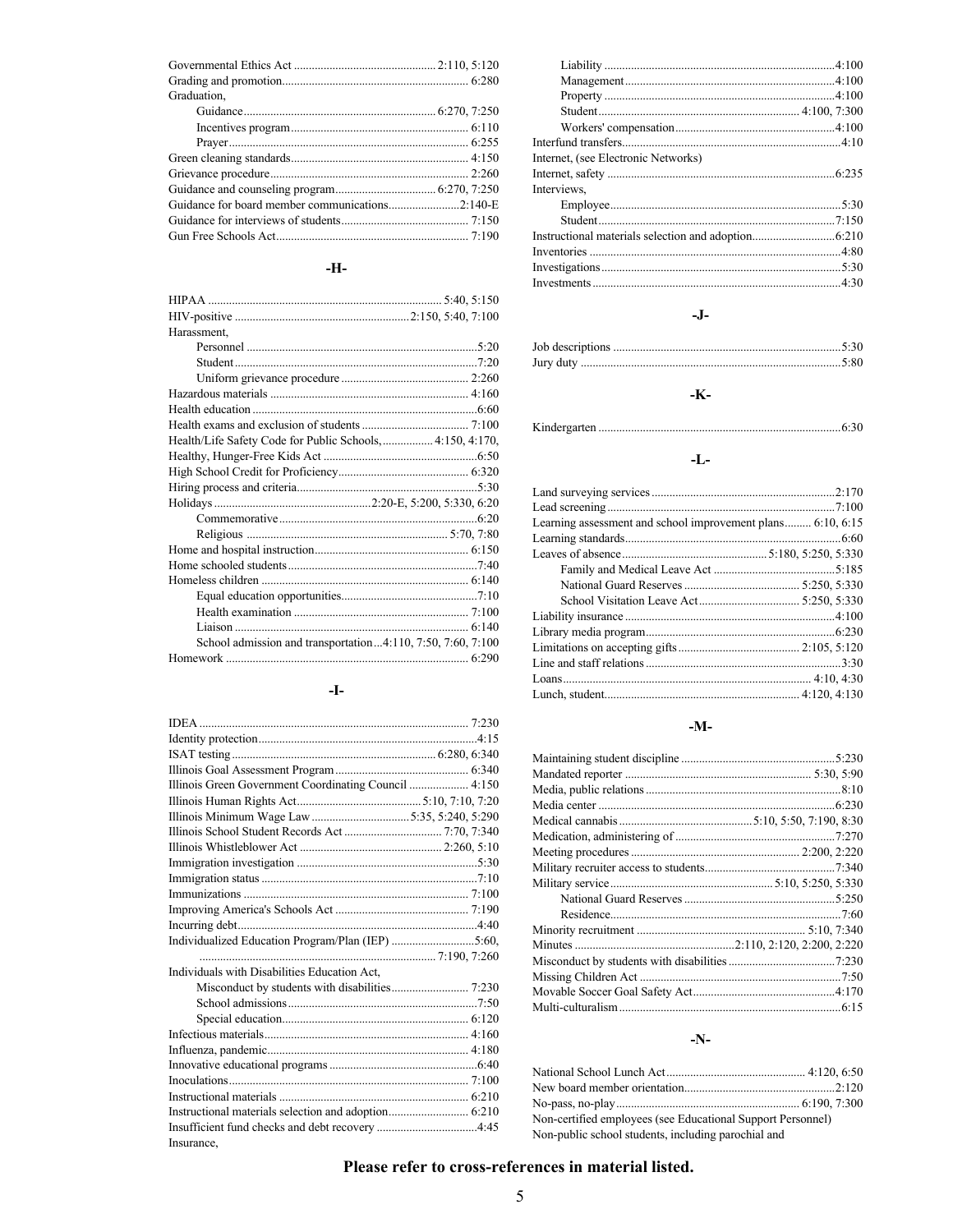Governmental Ethics Act ............................................... 2:110, 5:120
Grading and promotion.............................................................. 6:280
Graduation,
- Guidance............................................................... 6:270, 7:250
- Incentives program........................................................... 6:110
- Prayer................................................................................ 6:255

Green cleaning standards........................................................... 4:150
Grievance procedure.................................................................. 2:260
Guidance and counseling program.................................. 6:270, 7:250
Guidance for board member communications........................2:140-E
Guidance for interviews of students........................................... 7:150
Gun Free Schools Act................................................................ 7:190

## -H-

HIPAA ............................................................................... 5:40, 5:150
HIV-positive ...........................................................2:150, 5:40, 7:100
Harassment,
- Personnel .............................................................................5:20
- Student.................................................................................7:20
- Uniform grievance procedure ........................................... 2:260

Hazardous materials .................................................................. 4:160
Health education ...........................................................................6:60
Health exams and exclusion of students .................................... 7:100
Health/Life Safety Code for Public Schools,................. 4:150, 4:170,
Healthy, Hunger-Free Kids Act ....................................................6:50
High School Credit for Proficiency............................................ 6:320
Hiring process and criteria............................................................5:30
Holidays .....................................................2:20-E, 5:200, 5:330, 6:20
- Commemorative..................................................................6:20
- Religious ................................................................... 5:70, 7:80

Home and hospital instruction.................................................... 6:150
Home schooled students...............................................................7:40
Homeless children ...................................................................... 6:140
- Equal education opportunities.............................................7:10
- Health examination .......................................................... 7:100
- Liaison .............................................................................. 6:140
- School admission and transportation...4:110, 7:50, 7:60, 7:100

Homework ................................................................................. 6:290

## -I-

IDEA .......................................................................................... 7:230
Identity protection..........................................................................4:15
ISAT testing.................................................................... 6:280, 6:340
Illinois Goal Assessment Program............................................. 6:340
Illinois Green Government Coordinating Council .................... 4:150
Illinois Human Rights Act.......................................... 5:10, 7:10, 7:20
Illinois Minimum Wage Law ................................ 5:35, 5:240, 5:290
Illinois School Student Records Act ................................. 7:70, 7:340
Illinois Whistleblower Act ............................................... 2:260, 5:10
Immigration investigation ............................................................5:30
Immigration status ........................................................................7:10
Immunizations ........................................................................... 7:100
Improving America's Schools Act ............................................. 7:190
Incurring debt................................................................................4:40
Individualized Education Program/Plan (IEP) ............................5:60,
............................................................................... 7:190, 7:260
Individuals with Disabilities Education Act,
- Misconduct by students with disabilities.......................... 7:230
- School admissions...............................................................7:50
- Special education.............................................................. 6:120

Infectious materials.................................................................... 4:160
Influenza, pandemic.................................................................... 4:180
Innovative educational programs ..................................................6:40
Inoculations................................................................................ 7:100
Instructional materials ................................................................ 6:210
Instructional materials selection and adoption........................... 6:210
Insufficient fund checks and debt recovery ..................................4:45
Insurance,
- Liability ............................................................................4:100
- Management......................................................................4:100
- Property ............................................................................4:100
- Student.................................................................. 4:100, 7:300
- Workers' compensation.....................................................4:100

Interfund transfers..........................................................................4:10
Internet, (see Electronic Networks)
Internet, safety ............................................................................6:235
Interviews,
- Employee.............................................................................5:30
- Student...............................................................................7:150

Instructional materials selection and adoption............................6:210
Inventories ....................................................................................4:80
Investigations................................................................................5:30
Investments ...................................................................................4:30

## -J-

Job descriptions ............................................................................5:30
Jury duty .......................................................................................5:80

## -K-

Kindergarten .................................................................................6:30

## -L-

Land surveying services .............................................................2:170
Lead screening ............................................................................7:100
Learning assessment and school improvement plans......... 6:10, 6:15
Learning standards........................................................................6:60
Leaves of absence................................................ 5:180, 5:250, 5:330
- Family and Medical Leave Act .........................................5:185
- National Guard Reserves ...................................... 5:250, 5:330
- School Visitation Leave Act.................................. 5:250, 5:330

Liability insurance ......................................................................4:100
Library media program...............................................................6:230
Limitations on accepting gifts ......................................... 2:105, 5:120
Line and staff relations .................................................................3:30
Loans................................................................................... 4:10, 4:30
Lunch, student................................................................. 4:120, 4:130

## -M-

Maintaining student discipline ...................................................5:230
Mandated reporter ............................................................. 5:30, 5:90
Media, public relations .................................................................8:10
Media center ...............................................................................6:230
Medical cannabis ............................................5:10, 5:50, 7:190, 8:30
Medication, administering of .....................................................7:270
Meeting procedures ........................................................ 2:200, 2:220
Military recruiter access to students...........................................7:340
Military service...................................................... 5:10, 5:250, 5:330
- National Guard Reserves ..................................................5:250
- Residence.............................................................................7:60

Minority recruitment ....................................................... 5:10, 7:340
Minutes .....................................................2:110, 2:120, 2:200, 2:220
Misconduct by students with disabilities ....................................7:230
Missing Children Act ...................................................................7:50
Movable Soccer Goal Safety Act................................................4:170
Multi-culturalism ..........................................................................6:15

## -N-

National School Lunch Act............................................... 4:120, 6:50
New board member orientation..................................................2:120
No-pass, no-play............................................................. 6:190, 7:300
Non-certified employees (see Educational Support Personnel)
Non-public school students, including parochial and

**Please refer to cross-references in material listed.**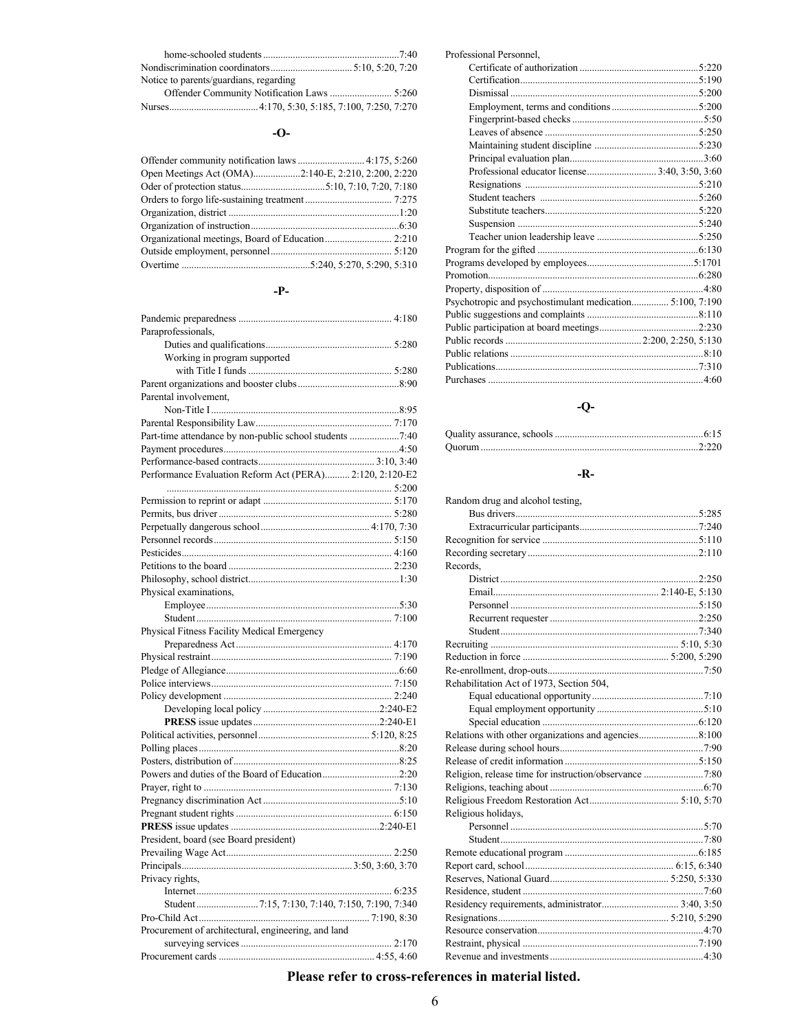home-schooled students ....................................................... 7:40
Nondiscrimination coordinators ................................ 5:10, 5:20, 7:20
Notice to parents/guardians, regarding
  Offender Community Notification Laws ......................... 5:260
Nurses .................................. 4:170, 5:30, 5:185, 7:100, 7:250, 7:270

## -O-

Offender community notification laws ........................... 4:175, 5:260
Open Meetings Act (OMA) .................. 2:140-E, 2:210, 2:200, 2:220
Oder of protection status .................................. 5:10, 7:10, 7:20, 7:180
Orders to forgo life-sustaining treatment ................................... 7:275
Organization, district ..................................................................... 1:20
Organization of instruction ............................................................ 6:30
Organizational meetings, Board of Education ........................... 2:210
Outside employment, personnel ................................................ 5:120
Overtime .................................................. 5:240, 5:270, 5:290, 5:310

## -P-

Pandemic preparedness ............................................................ 4:180
Paraprofessionals,
  Duties and qualifications .................................................. 5:280
  Working in program supported
    with Title I funds ......................................................... 5:280
Parent organizations and booster clubs ........................................ 8:90
Parental involvement,
  Non-Title I ........................................................................... 8:95
Parental Responsibility Law ...................................................... 7:170
Part-time attendance by non-public school students .................... 7:40
Payment procedures ..................................................................... 4:50
Performance-based contracts .............................................. 3:10, 3:40
Performance Evaluation Reform Act (PERA) .......... 2:120, 2:120-E2
  ........................................................................................... 5:200
Permission to reprint or adapt .................................................... 5:170
Permits, bus driver ...................................................................... 5:280
Perpetually dangerous school ........................................... 4:170, 7:30
Personnel records ....................................................................... 5:150
Pesticides .................................................................................... 4:160
Petitions to the board ................................................................. 2:230
Philosophy, school district ............................................................ 1:30
Physical examinations,
  Employee ............................................................................ 5:30
  Student .............................................................................. 7:100
Physical Fitness Facility Medical Emergency
  Preparedness Act .............................................................. 4:170
Physical restraint ........................................................................ 7:190
Pledge of Allegiance ..................................................................... 6:60
Police interviews ........................................................................ 7:150
Policy development ................................................................... 2:240
  Developing local policy .............................................. 2:240-E2
  **PRESS** issue updates ................................................. 2:240-E1
Political activities, personnel ............................................ 5:120, 8:25
Polling places ................................................................................ 8:20
Posters, distribution of .................................................................. 8:25
Powers and duties of the Board of Education ............................... 2:20
Prayer, right to ........................................................................... 7:130
Pregnancy discrimination Act ....................................................... 5:10
Pregnant student rights .............................................................. 6:150
**PRESS** issue updates ............................................................ 2:240-E1
President, board (see Board president)
Prevailing Wage Act .................................................................. 2:250
Principals ................................................................... 3:50, 3:60, 3:70
Privacy rights,
  Internet ............................................................................. 6:235
  Student ......................... 7:15, 7:130, 7:140, 7:150, 7:190, 7:340
Pro-Child Act ..................................................................... 7:190, 8:30
Procurement of architectural, engineering, and land
  surveying services ............................................................ 2:170
Procurement cards ...................................................................... 4:55, 4:60
Professional Personnel,
  Certificate of authorization ............................................... 5:220
  Certification ...................................................................... 5:190
  Dismissal .......................................................................... 5:200
  Employment, terms and conditions .................................. 5:200
  Fingerprint-based checks .................................................... 5:50
  Leaves of absence ............................................................. 5:250
  Maintaining student discipline ......................................... 5:230
  Principal evaluation plan ..................................................... 3:60
  Professional educator license ........................... 3:40, 3:50, 3:60
  Resignations ..................................................................... 5:210
  Student teachers ............................................................... 5:260
  Substitute teachers ............................................................ 5:220
  Suspension ....................................................................... 5:240
  Teacher union leadership leave ........................................ 5:250
Program for the gifted ................................................................ 6:130
Programs developed by employees ........................................... 5:1701
Promotion .................................................................................... 6:280
Property, disposition of ................................................................. 4:80
Psychotropic and psychostimulant medication ............... 5:100, 7:190
Public suggestions and complaints ............................................. 8:110
Public participation at board meetings ....................................... 2:230
Public records ..................................................... 2:200, 2:250, 5:130
Public relations ............................................................................. 8:10
Publications ................................................................................. 7:310
Purchases ...................................................................................... 4:60

## -Q-

Quality assurance, schools ........................................................... 6:15
Quorum ....................................................................................... 2:220

## -R-

Random drug and alcohol testing,
  Bus drivers ........................................................................ 5:285
  Extracurricular participants ............................................... 7:240
Recognition for service .............................................................. 5:110
Recording secretary .................................................................... 2:110
Records,
  District .............................................................................. 2:250
  Email ................................................................. 2:140-E, 5:130
  Personnel .......................................................................... 5:150
  Recurrent requester ........................................................... 2:250
  Student .............................................................................. 7:340
Recruiting ........................................................................... 5:10, 5:30
Reduction in force ..................................................... 5:200, 5:290
Re-enrollment, drop-outs .............................................................. 7:50
Rehabilitation Act of 1973, Section 504,
  Equal educational opportunity ............................................ 7:10
  Equal employment opportunity .......................................... 5:10
  Special education .............................................................. 6:120
Relations with other organizations and agencies ....................... 8:100
Release during school hours .......................................................... 7:90
Release of credit information ..................................................... 5:150
Religion, release time for instruction/observance ........................ 7:80
Religions, teaching about .............................................................. 6:70
Religious Freedom Restoration Act ..................................... 5:10, 5:70
Religious holidays,
  Personnel ............................................................................. 5:70
  Student ................................................................................ 7:80
Remote educational program ..................................................... 6:185
Report card, school ........................................................... 6:15, 6:340
Reserves, National Guard ................................................ 5:250, 5:330
Residence, student ........................................................................ 7:60
Residency requirements, administrator ................................ 3:40, 3:50
Resignations ..................................................................... 5:210, 5:290
Resource conservation .................................................................. 4:70
Restraint, physical ....................................................................... 7:190
Revenue and investments ............................................................. 4:30

**Please refer to cross-references in material listed.**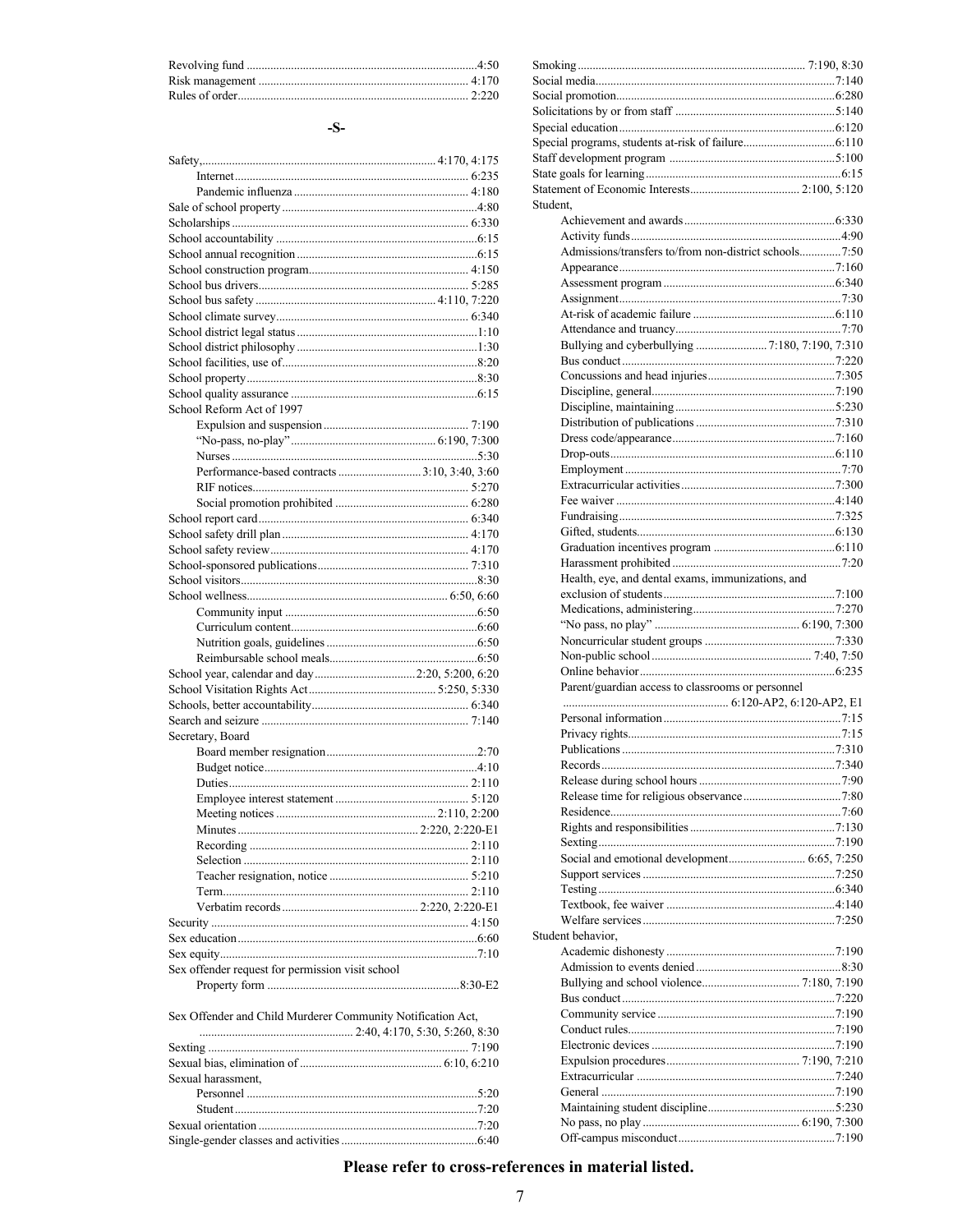Revolving fund ....................................................................4:50
Risk management ................................................................ 4:170
Rules of order..................................................................... 2:220

## -S-

Safety,................................................................ 4:170, 4:175
- Internet ............................................................... 6:235
- Pandemic influenza ............................................... 4:180

Sale of school property .........................................................4:80
Scholarships ......................................................................... 6:330
School accountability ..............................................................6:15
School annual recognition ........................................................6:15
School construction program................................................. 4:150
School bus drivers.................................................................. 5:285
School bus safety .................................................... 4:110, 7:220
School climate survey............................................................ 6:340
School district legal status .........................................................1:10
School district philosophy .........................................................1:30
School facilities, use of..............................................................8:20
School property.........................................................................8:30
School quality assurance ...........................................................6:15
School Reform Act of 1997
- Expulsion and suspension ........................................... 7:190
- “No-pass, no-play” ....................................... 6:190, 7:300
- Nurses ......................................................................5:30
- Performance-based contracts ......................... 3:10, 3:40, 3:60
- RIF notices........................................................... 5:270
- Social promotion prohibited ....................................... 6:280

School report card.................................................................. 6:340
School safety drill plan .......................................................... 4:170
School safety review.............................................................. 4:170
School-sponsored publications............................................... 7:310
School visitors...........................................................................8:30
School wellness....................................................... 6:50, 6:60
- Community input .......................................................6:50
- Curriculum content.....................................................6:60
- Nutrition goals, guidelines ..........................................6:50
- Reimbursable school meals..........................................6:50

School year, calendar and day ............................2:20, 5:200, 6:20
School Visitation Rights Act....................................... 5:250, 5:330
Schools, better accountability................................................. 6:340
Search and seizure ................................................................. 7:140
Secretary, Board
- Board member resignation ...........................................2:70
- Budget notice...............................................................4:10
- Duties................................................................... 2:110
- Employee interest statement ..................................... 5:120
- Meeting notices ................................................ 2:110, 2:200
- Minutes ........................................................ 2:220, 2:220-E1
- Recording ............................................................ 2:110
- Selection ............................................................. 2:110
- Teacher resignation, notice ....................................... 5:210
- Term..................................................................... 2:110
- Verbatim records ........................................... 2:220, 2:220-E1

Security ................................................................................. 4:150
Sex education ...........................................................................6:60
Sex equity.................................................................................7:10
Sex offender request for permission visit school
- Property form .......................................................8:30-E2

Sex Offender and Child Murderer Community Notification Act,
.............................................. 2:40, 4:170, 5:30, 5:260, 8:30
Sexting .................................................................................. 7:190
Sexual bias, elimination of ........................................... 6:10, 6:210
Sexual harassment,
- Personnel ..................................................................5:20
- Student ......................................................................7:20

Sexual orientation ....................................................................7:20
Single-gender classes and activities ..........................................6:40
Smoking ...................................................................... 7:190, 8:30
Social media...........................................................................7:140
Social promotion....................................................................6:280
Solicitations by or from staff .................................................5:140
Special education ...................................................................6:120
Special programs, students at-risk of failure...........................6:110
Staff development program ...................................................5:100
State goals for learning .............................................................6:15
Statement of Economic Interests.................................. 2:100, 5:120
Student,
- Achievement and awards ...........................................6:330
- Activity funds .............................................................4:90
- Admissions/transfers to/from non-district schools.............7:50
- Appearance ...............................................................7:160
- Assessment program .................................................6:340
- Assignment .................................................................7:30
- At-risk of academic failure .......................................6:110
- Attendance and truancy...............................................7:70
- Bullying and cyberbullying ...................... 7:180, 7:190, 7:310
- Bus conduct ..............................................................7:220
- Concussions and head injuries ..................................7:305
- Discipline, general.....................................................7:190
- Discipline, maintaining .............................................5:230
- Distribution of publications ......................................7:310
- Dress code/appearance..............................................7:160
- Drop-outs..................................................................6:110
- Employment ...............................................................7:70
- Extracurricular activities ...........................................7:300
- Fee waiver ................................................................4:140
- Fundraising ...............................................................7:325
- Gifted, students..........................................................6:130
- Graduation incentives program .................................6:110
- Harassment prohibited ................................................7:20
- Health, eye, and dental exams, immunizations, and exclusion of students ................................................7:100
- Medications, administering.......................................7:270
- “No pass, no play” ........................................ 6:190, 7:300
- Noncurricular student groups ...................................7:330
- Non-public school ............................................ 7:40, 7:50
- Online behavior .........................................................6:235
- Parent/guardian access to classrooms or personnel ................................................ 6:120-AP2, 6:120-AP2, E1
- Personal information ...................................................7:15
- Privacy rights...............................................................7:15
- Publications ..............................................................7:310
- Records .....................................................................7:340
- Release during school hours .......................................7:90
- Release time for religious observance ........................7:80
- Residence....................................................................7:60
- Rights and responsibilities ........................................7:130
- Sexting ......................................................................7:190
- Social and emotional development.......................... 6:65, 7:250
- Support services ........................................................7:250
- Testing ......................................................................6:340
- Textbook, fee waiver ................................................4:140
- Welfare services ........................................................7:250

Student behavior,
- Academic dishonesty ................................................7:190
- Admission to events denied ........................................8:30
- Bullying and school violence................................ 7:180, 7:190
- Bus conduct ..............................................................7:220
- Community service ...................................................7:190
- Conduct rules.............................................................7:190
- Electronic devices .....................................................7:190
- Expulsion procedures............................................ 7:190, 7:210
- Extracurricular ..........................................................7:240
- General .....................................................................7:190
- Maintaining student discipline..................................5:230
- No pass, no play ............................................. 6:190, 7:300
- Off-campus misconduct............................................7:190

**Please refer to cross-references in material listed.**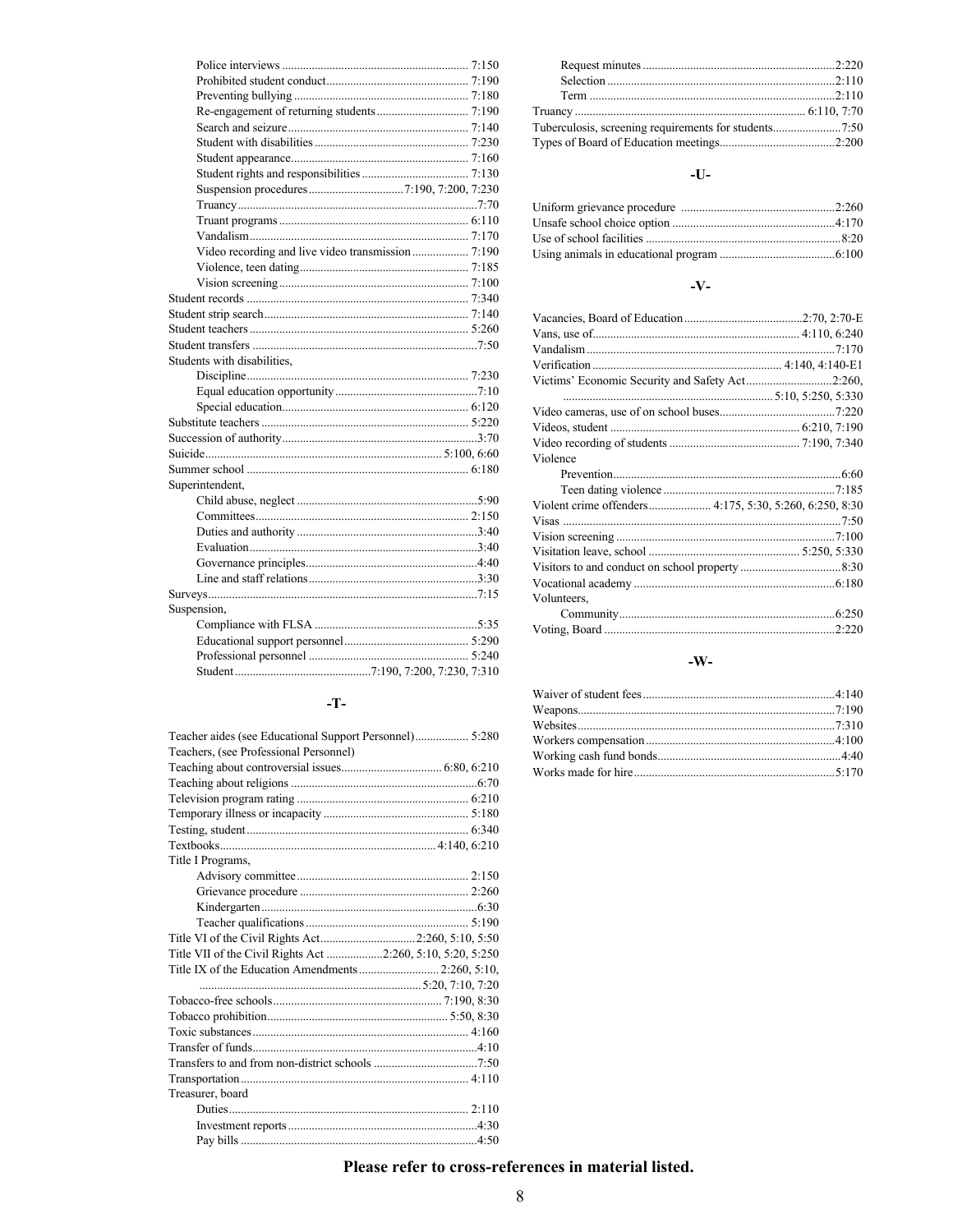Police interviews .............................................................. 7:150
Prohibited student conduct................................................ 7:190
Preventing bullying ........................................................... 7:180
Re-engagement of returning students ............................... 7:190
Search and seizure............................................................. 7:140
Student with disabilities .................................................... 7:230
Student appearance........................................................... 7:160
Student rights and responsibilities .................................... 7:130
Suspension procedures ................................7:190, 7:200, 7:230
Truancy ................................................................................7:70
Truant programs ................................................................ 6:110
Vandalism.......................................................................... 7:170
Video recording and live video transmission ................... 7:190
Violence, teen dating......................................................... 7:185
Vision screening ................................................................ 7:100

Student records ........................................................................... 7:340
Student strip search..................................................................... 7:140
Student teachers .......................................................................... 5:260
Student transfers ...........................................................................7:50
Students with disabilities,
  Discipline........................................................................... 7:230
  Equal education opportunity ..............................................7:10
  Special education.............................................................. 6:120
Substitute teachers ...................................................................... 5:220
Succession of authority.................................................................3:70
Suicide................................................................................ 5:100, 6:60
Summer school ........................................................................... 6:180
Superintendent,
  Child abuse, neglect ............................................................5:90
  Committees....................................................................... 2:150
  Duties and authority ............................................................3:40
  Evaluation............................................................................3:40
  Governance principles.........................................................4:40
  Line and staff relations ........................................................3:30
Surveys.........................................................................................7:15
Suspension,
  Compliance with FLSA ......................................................5:35
  Educational support personnel.......................................... 5:290
  Professional personnel ..................................................... 5:240
  Student .............................................7:190, 7:200, 7:230, 7:310

## -T-

Teacher aides (see Educational Support Personnel).................. 5:280
Teachers, (see Professional Personnel)
Teaching about controversial issues................................. 6:80, 6:210
Teaching about religions ...............................................................6:70
Television program rating .......................................................... 6:210
Temporary illness or incapacity ................................................ 5:180
Testing, student........................................................................... 6:340
Textbooks........................................................................ 4:140, 6:210
Title I Programs,
  Advisory committee ......................................................... 2:150
  Grievance procedure ........................................................ 2:260
  Kindergarten ........................................................................6:30
  Teacher qualifications ...................................................... 5:190
Title VI of the Civil Rights Act................................2:260, 5:10, 5:50
Title VII of the Civil Rights Act ...................2:260, 5:10, 5:20, 5:250
Title IX of the Education Amendments........................... 2:260, 5:10,
  ......................................................................... 5:20, 7:10, 7:20
Tobacco-free schools......................................................... 7:190, 8:30
Tobacco prohibition............................................................. 5:50, 8:30
Toxic substances ........................................................................ 4:160
Transfer of funds...........................................................................4:10
Transfers to and from non-district schools ...................................7:50
Transportation ............................................................................ 4:110
Treasurer, board
  Duties................................................................................ 2:110
  Investment reports ...............................................................4:30
  Pay bills ...............................................................................4:50
  Request minutes ................................................................2:220
  Selection ............................................................................2:110
  Term ..................................................................................2:110
Truancy ............................................................................. 6:110, 7:70
Tuberculosis, screening requirements for students.......................7:50
Types of Board of Education meetings.......................................2:200

## -U-

Uniform grievance procedure ...................................................2:260
Unsafe school choice option .......................................................4:170
Use of school facilities ..................................................................8:20
Using animals in educational program .......................................6:100

## -V-

Vacancies, Board of Education ........................................2:70, 2:70-E
Vans, use of..................................................................... 4:110, 6:240
Vandalism ....................................................................................7:170
Verification ................................................................ 4:140, 4:140-E1
Victims' Economic Security and Safety Act.............................2:260,
  ...................................................................... 5:10, 5:250, 5:330
Video cameras, use of on school buses.......................................7:220
Videos, student ................................................................ 6:210, 7:190
Video recording of students ............................................ 7:190, 7:340
Violence
  Prevention.............................................................................6:60
  Teen dating violence ..........................................................7:185
Violent crime offenders..................... 4:175, 5:30, 5:260, 6:250, 8:30
Visas .............................................................................................7:50
Vision screening .........................................................................7:100
Visitation leave, school .................................................. 5:250, 5:330
Visitors to and conduct on school property ..................................8:30
Vocational academy ...................................................................6:180
Volunteers,
  Community.........................................................................6:250
Voting, Board .............................................................................2:220

## -W-

Waiver of student fees ................................................................4:140
Weapons......................................................................................7:190
Websites......................................................................................7:310
Workers compensation ................................................................4:100
Working cash fund bonds..............................................................4:40
Works made for hire ....................................................................5:170

**Please refer to cross-references in material listed.**